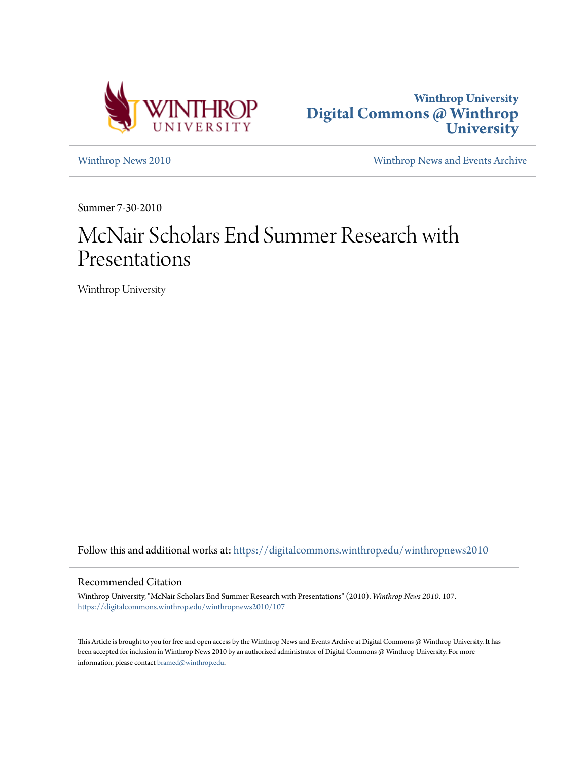Winthrop University
Digital Commons @ Winthrop University

Winthrop News 2010

Winthrop News and Events Archive

Summer 7-30-2010

# McNair Scholars End Summer Research with Presentations

Winthrop University

Follow this and additional works at: https://digitalcommons.winthrop.edu/winthropnews2010

## Recommended Citation

Winthrop University, "McNair Scholars End Summer Research with Presentations" (2010). *Winthrop News 2010*. 107.
https://digitalcommons.winthrop.edu/winthropnews2010/107

This Article is brought to you for free and open access by the Winthrop News and Events Archive at Digital Commons @ Winthrop University. It has been accepted for inclusion in Winthrop News 2010 by an authorized administrator of Digital Commons @ Winthrop University. For more information, please contact bramed@winthrop.edu.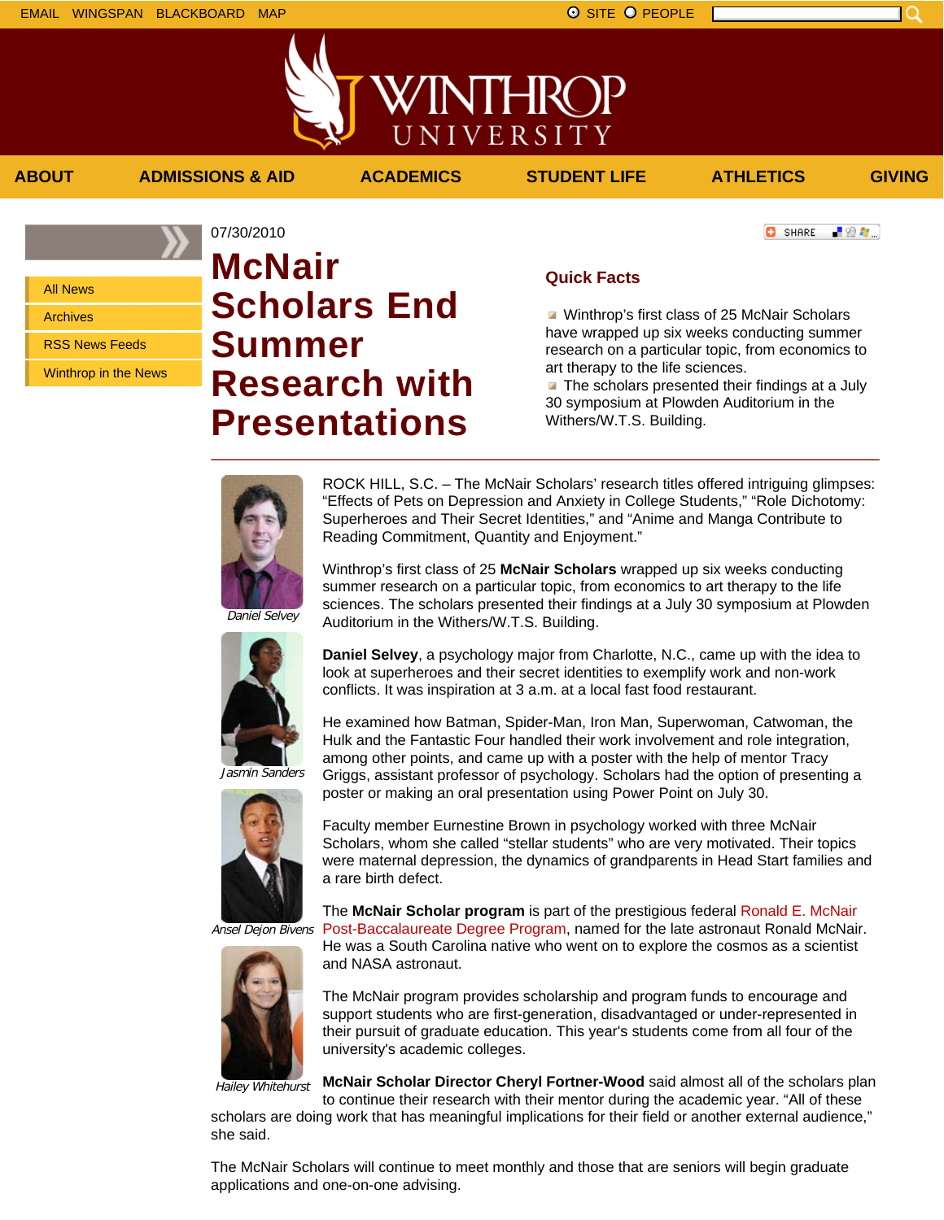07/30/2010

# McNair Scholars End Summer Research with Presentations

### Quick Facts

- Winthrop's first class of 25 McNair Scholars have wrapped up six weeks conducting summer research on a particular topic, from economics to art therapy to the life sciences.
- The scholars presented their findings at a July 30 symposium at Plowden Auditorium in the Withers/W.T.S. Building.

---

*Daniel Selvey*

*Jasmin Sanders*

*Ansel Dejon Bivens*

*Hailey Whitehurst*

ROCK HILL, S.C. – The McNair Scholars' research titles offered intriguing glimpses: "Effects of Pets on Depression and Anxiety in College Students," "Role Dichotomy: Superheroes and Their Secret Identities," and "Anime and Manga Contribute to Reading Commitment, Quantity and Enjoyment."

Winthrop's first class of 25 **McNair Scholars** wrapped up six weeks conducting summer research on a particular topic, from economics to art therapy to the life sciences. The scholars presented their findings at a July 30 symposium at Plowden Auditorium in the Withers/W.T.S. Building.

**Daniel Selvey**, a psychology major from Charlotte, N.C., came up with the idea to look at superheroes and their secret identities to exemplify work and non-work conflicts. It was inspiration at 3 a.m. at a local fast food restaurant.

He examined how Batman, Spider-Man, Iron Man, Superwoman, Catwoman, the Hulk and the Fantastic Four handled their work involvement and role integration, among other points, and came up with a poster with the help of mentor Tracy Griggs, assistant professor of psychology. Scholars had the option of presenting a poster or making an oral presentation using Power Point on July 30.

Faculty member Eurnestine Brown in psychology worked with three McNair Scholars, whom she called "stellar students" who are very motivated. Their topics were maternal depression, the dynamics of grandparents in Head Start families and a rare birth defect.

The **McNair Scholar program** is part of the prestigious federal Ronald E. McNair Post-Baccalaureate Degree Program, named for the late astronaut Ronald McNair. He was a South Carolina native who went on to explore the cosmos as a scientist and NASA astronaut.

The McNair program provides scholarship and program funds to encourage and support students who are first-generation, disadvantaged or under-represented in their pursuit of graduate education. This year's students come from all four of the university's academic colleges.

**McNair Scholar Director Cheryl Fortner-Wood** said almost all of the scholars plan to continue their research with their mentor during the academic year. "All of these scholars are doing work that has meaningful implications for their field or another external audience," she said.

The McNair Scholars will continue to meet monthly and those that are seniors will begin graduate applications and one-on-one advising.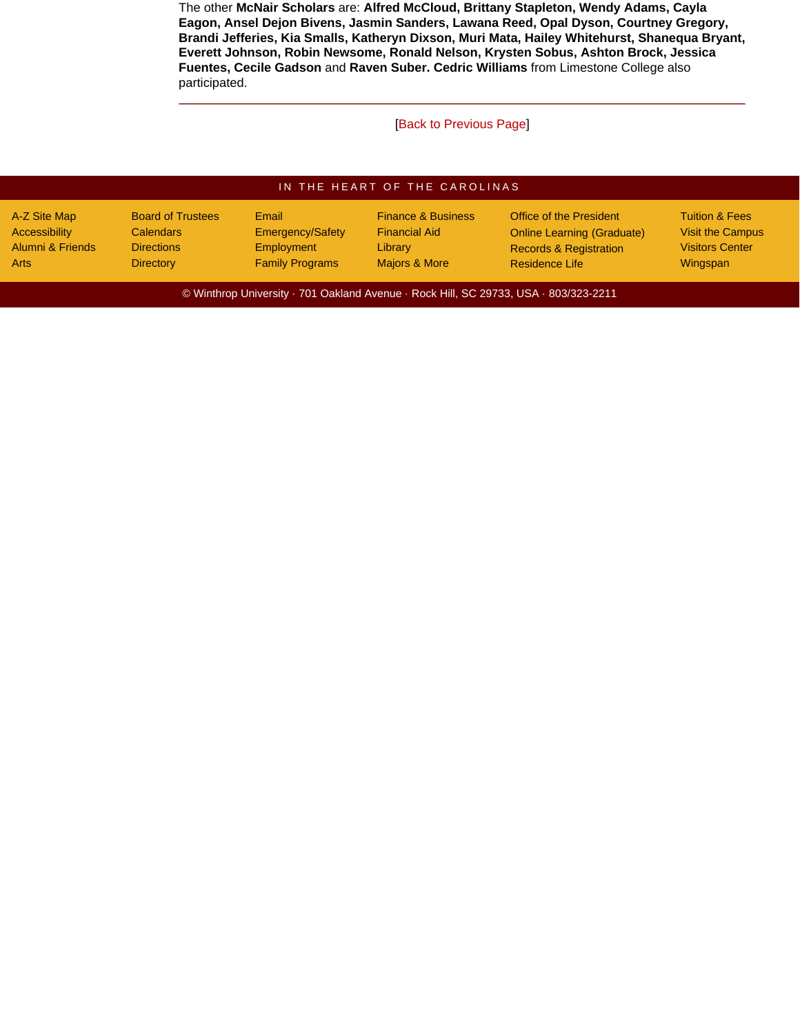The other **McNair Scholars** are: **Alfred McCloud, Brittany Stapleton, Wendy Adams, Cayla Eagon, Ansel Dejon Bivens, Jasmin Sanders, Lawana Reed, Opal Dyson, Courtney Gregory, Brandi Jefferies, Kia Smalls, Katheryn Dixson, Muri Mata, Hailey Whitehurst, Shanequa Bryant, Everett Johnson, Robin Newsome, Ronald Nelson, Krysten Sobus, Ashton Brock, Jessica Fuentes, Cecile Gadson** and **Raven Suber. Cedric Williams** from Limestone College also participated.

---

[Back to Previous Page]

IN THE HEART OF THE CAROLINAS

A-Z Site Map
Accessibility
Alumni & Friends
Arts
Board of Trustees
Calendars
Directions
Directory
Email
Emergency/Safety
Employment
Family Programs
Finance & Business
Financial Aid
Library
Majors & More
Office of the President
Online Learning (Graduate)
Records & Registration
Residence Life
Tuition & Fees
Visit the Campus
Visitors Center
Wingspan

© Winthrop University · 701 Oakland Avenue · Rock Hill, SC 29733, USA · 803/323-2211